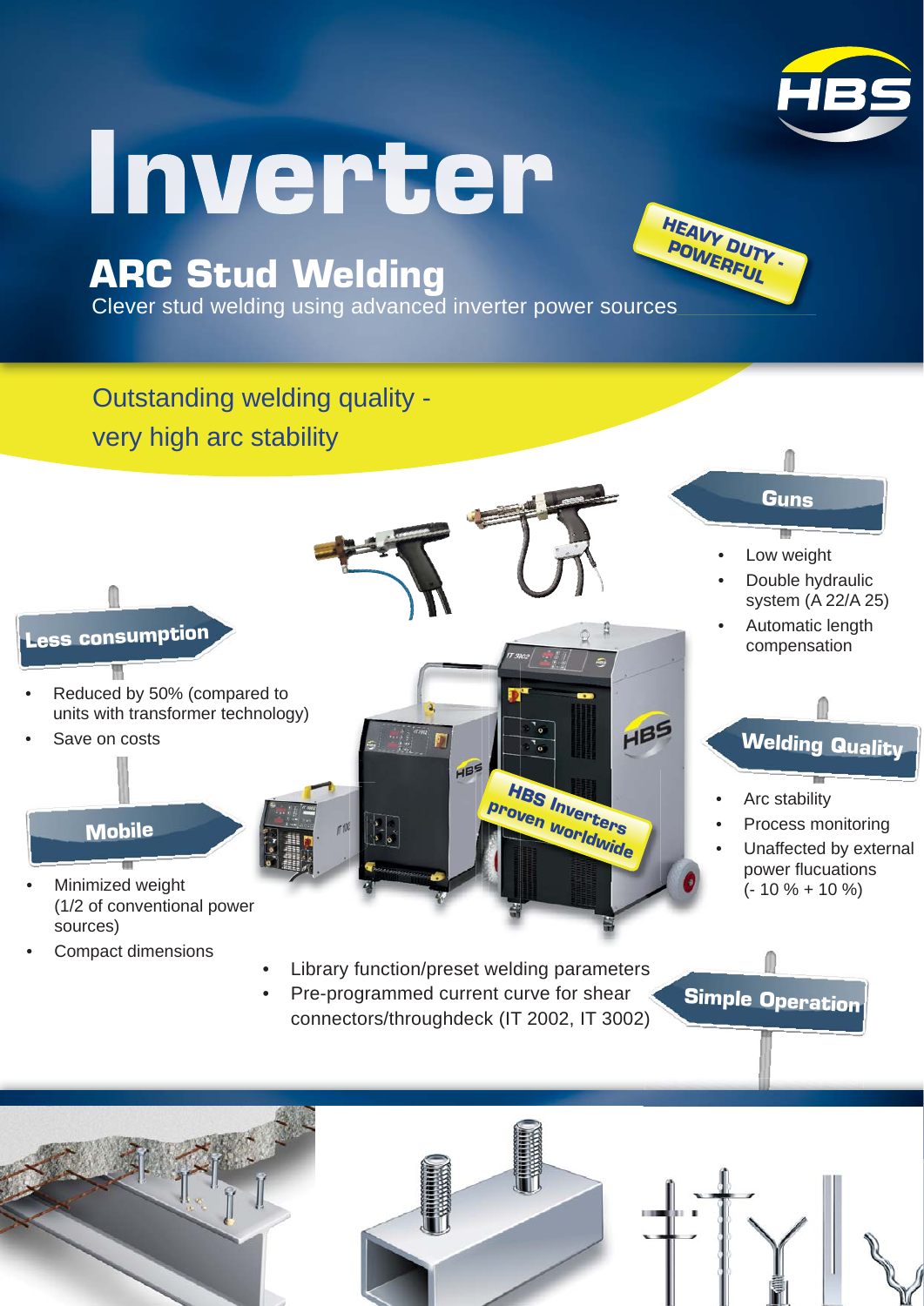# Inverter

## ARC Stud Welding

Clever stud welding using advanced inverter power sources

HEAVY DUTY - POWERFUL

Outstanding welding quality - very high arc stability

### Guns

- Low weight
- Double hydraulic system (A 22/A 25)
- Automatic length compensation

### Less consumption

- Reduced by 50% (compared to units with transformer technology)
- Save on costs

### Mobile

- Minimized weight (1/2 of conventional power sources)
- Compact dimensions

HBS Inverters proven worldwide

### Welding Quality

- Arc stability
- Process monitoring
- Unaffected by external power flucuations (- 10 % + 10 %)

### Simple Operation

- Library function/preset welding parameters
- Pre-programmed current curve for shear connectors/throughdeck (IT 2002, IT 3002)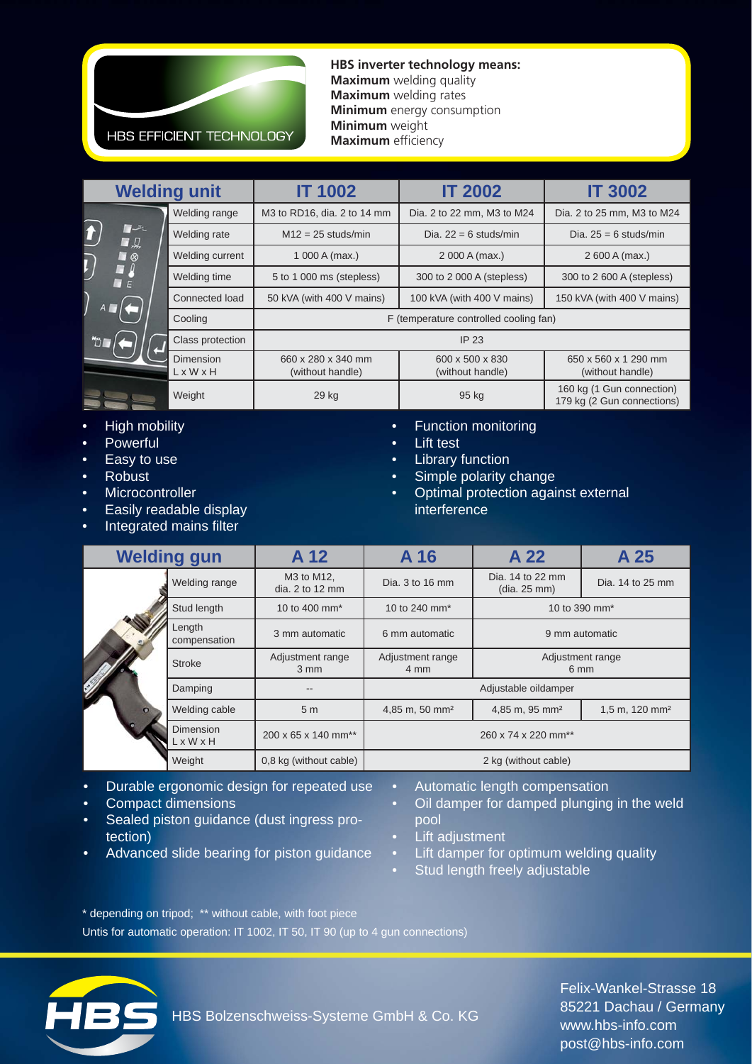HBS EFFICIENT TECHNOLOGY

**HBS inverter technology means:**
**Maximum** welding quality
**Maximum** welding rates
**Minimum** energy consumption
**Minimum** weight
**Maximum** efficiency

| Welding unit | IT 1002 | IT 2002 | IT 3002 |
|---|---|---|---|
| Welding range | M3 to RD16, dia. 2 to 14 mm | Dia. 2 to 22 mm, M3 to M24 | Dia. 2 to 25 mm, M3 to M24 |
| Welding rate | M12 = 25 studs/min | Dia. 22 = 6 studs/min | Dia. 25 = 6 studs/min |
| Welding current | 1 000 A (max.) | 2 000 A (max.) | 2 600 A (max.) |
| Welding time | 5 to 1 000 ms (stepless) | 300 to 2 000 A (stepless) | 300 to 2 600 A (stepless) |
| Connected load | 50 kVA (with 400 V mains) | 100 kVA (with 400 V mains) | 150 kVA (with 400 V mains) |
| Cooling | F (temperature controlled cooling fan) | | |
| Class protection | IP 23 | | |
| Dimension L x W x H | 660 x 280 x 340 mm (without handle) | 600 x 500 x 830 (without handle) | 650 x 560 x 1 290 mm (without handle) |
| Weight | 29 kg | 95 kg | 160 kg (1 Gun connection) 179 kg (2 Gun connections) |

- High mobility
- Powerful
- Easy to use
- Robust
- Microcontroller
- Easily readable display
- Integrated mains filter
- Function monitoring
- Lift test
- Library function
- Simple polarity change
- Optimal protection against external interference

| Welding gun | A 12 | A 16 | A 22 | A 25 |
|---|---|---|---|---|
| Welding range | M3 to M12, dia. 2 to 12 mm | Dia. 3 to 16 mm | Dia. 14 to 22 mm (dia. 25 mm) | Dia. 14 to 25 mm |
| Stud length | 10 to 400 mm* | 10 to 240 mm* | 10 to 390 mm* | |
| Length compensation | 3 mm automatic | 6 mm automatic | 9 mm automatic | |
| Stroke | Adjustment range 3 mm | Adjustment range 4 mm | Adjustment range 6 mm | |
| Damping | -- | Adjustable oildamper | | |
| Welding cable | 5 m | 4,85 m, 50 mm² | 4,85 m, 95 mm² | 1,5 m, 120 mm² |
| Dimension L x W x H | 200 x 65 x 140 mm** | 260 x 74 x 220 mm** | | |
| Weight | 0,8 kg (without cable) | 2 kg (without cable) | | |

- Durable ergonomic design for repeated use
- Compact dimensions
- Sealed piston guidance (dust ingress protection)
- Advanced slide bearing for piston guidance
- Automatic length compensation
- Oil damper for damped plunging in the weld pool
- Lift adjustment
- Lift damper for optimum welding quality
- Stud length freely adjustable

\* depending on tripod; ** without cable, with foot piece
Untis for automatic operation: IT 1002, IT 50, IT 90 (up to 4 gun connections)

HBS Bolzenschweiss-Systeme GmbH & Co. KG

Felix-Wankel-Strasse 18
85221 Dachau / Germany
www.hbs-info.com
post@hbs-info.com